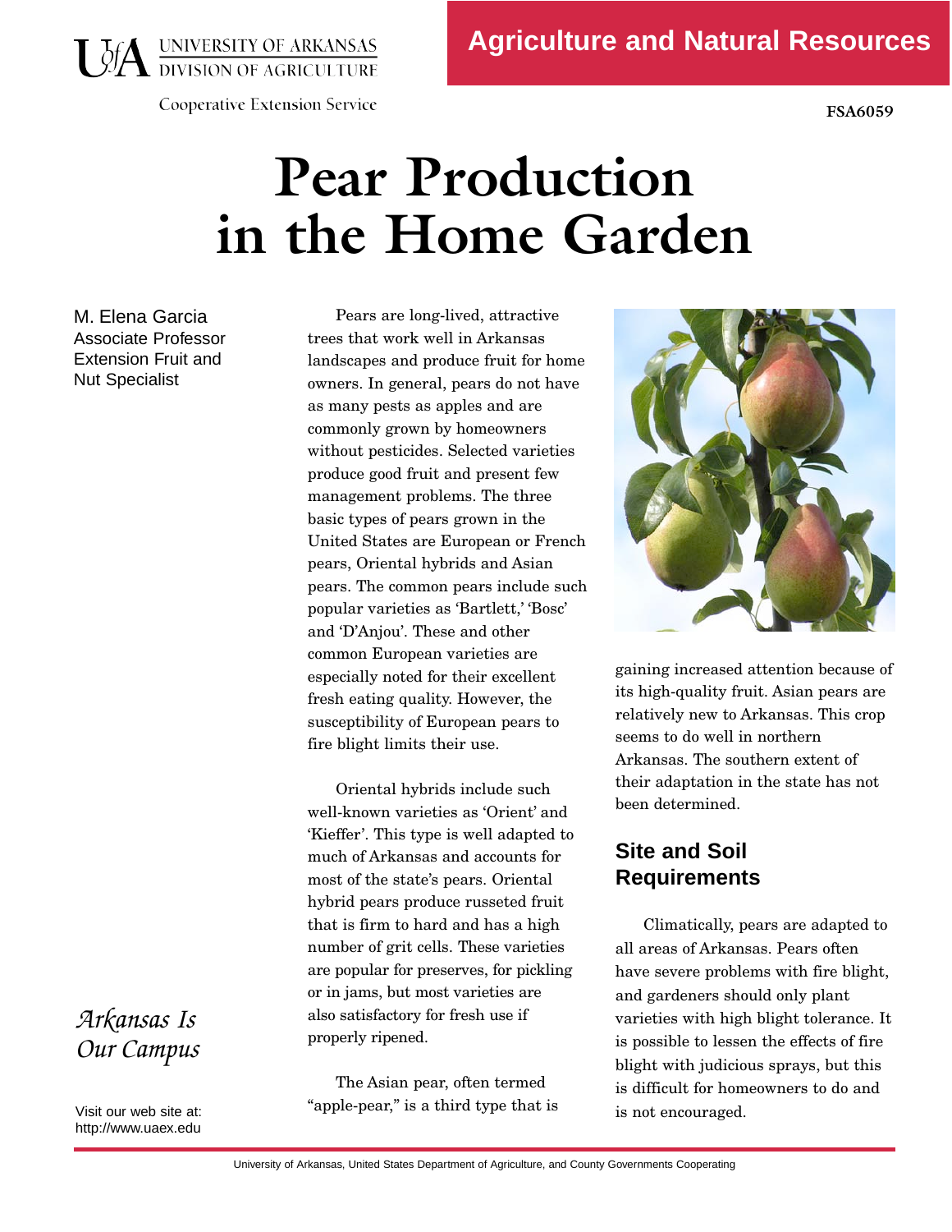UNIVERSITY OF ARKANSAS
DIVISION OF AGRICULTURE

Cooperative Extension Service

Agriculture and Natural Resources

FSA6059

# Pear Production in the Home Garden

M. Elena Garcia
Associate Professor
Extension Fruit and
Nut Specialist

*Arkansas Is Our Campus*

Visit our web site at:
http://www.uaex.edu

Pears are long-lived, attractive trees that work well in Arkansas landscapes and produce fruit for home owners. In general, pears do not have as many pests as apples and are commonly grown by homeowners without pesticides. Selected varieties produce good fruit and present few management problems. The three basic types of pears grown in the United States are European or French pears, Oriental hybrids and Asian pears. The common pears include such popular varieties as 'Bartlett,' 'Bosc' and 'D'Anjou'. These and other common European varieties are especially noted for their excellent fresh eating quality. However, the susceptibility of European pears to fire blight limits their use.

Oriental hybrids include such well-known varieties as 'Orient' and 'Kieffer'. This type is well adapted to much of Arkansas and accounts for most of the state's pears. Oriental hybrid pears produce russeted fruit that is firm to hard and has a high number of grit cells. These varieties are popular for preserves, for pickling or in jams, but most varieties are also satisfactory for fresh use if properly ripened.

The Asian pear, often termed "apple-pear," is a third type that is gaining increased attention because of its high-quality fruit. Asian pears are relatively new to Arkansas. This crop seems to do well in northern Arkansas. The southern extent of their adaptation in the state has not been determined.

## Site and Soil Requirements

Climatically, pears are adapted to all areas of Arkansas. Pears often have severe problems with fire blight, and gardeners should only plant varieties with high blight tolerance. It is possible to lessen the effects of fire blight with judicious sprays, but this is difficult for homeowners to do and is not encouraged.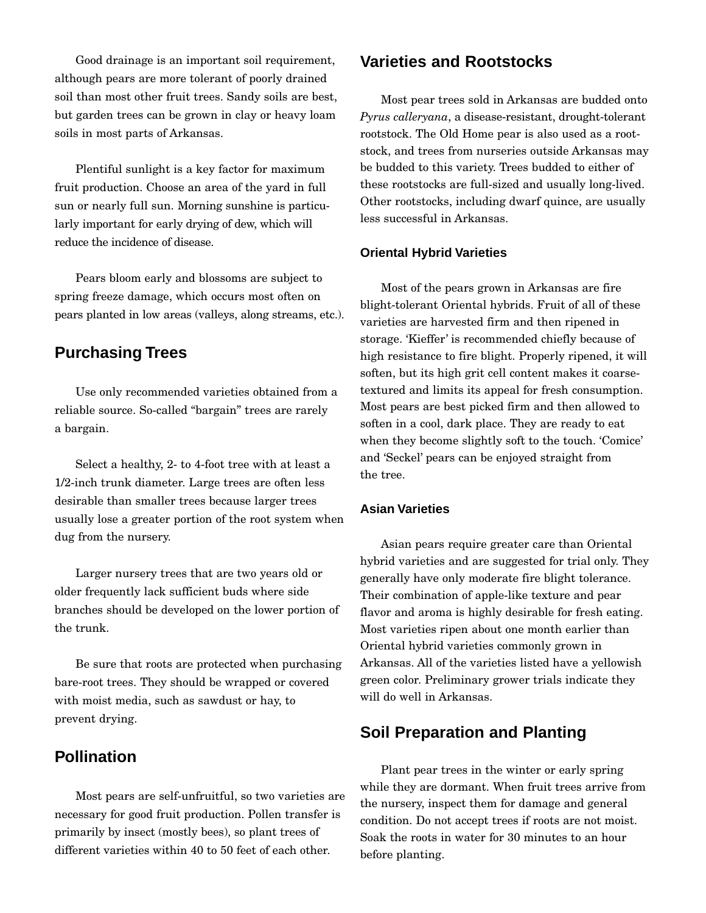Good drainage is an important soil requirement, although pears are more tolerant of poorly drained soil than most other fruit trees. Sandy soils are best, but garden trees can be grown in clay or heavy loam soils in most parts of Arkansas.

Plentiful sunlight is a key factor for maximum fruit production. Choose an area of the yard in full sun or nearly full sun. Morning sunshine is particularly important for early drying of dew, which will reduce the incidence of disease.

Pears bloom early and blossoms are subject to spring freeze damage, which occurs most often on pears planted in low areas (valleys, along streams, etc.).

## Purchasing Trees

Use only recommended varieties obtained from a reliable source. So-called "bargain" trees are rarely a bargain.

Select a healthy, 2- to 4-foot tree with at least a 1/2-inch trunk diameter. Large trees are often less desirable than smaller trees because larger trees usually lose a greater portion of the root system when dug from the nursery.

Larger nursery trees that are two years old or older frequently lack sufficient buds where side branches should be developed on the lower portion of the trunk.

Be sure that roots are protected when purchasing bare-root trees. They should be wrapped or covered with moist media, such as sawdust or hay, to prevent drying.

## Pollination

Most pears are self-unfruitful, so two varieties are necessary for good fruit production. Pollen transfer is primarily by insect (mostly bees), so plant trees of different varieties within 40 to 50 feet of each other.

## Varieties and Rootstocks

Most pear trees sold in Arkansas are budded onto *Pyrus calleryana*, a disease-resistant, drought-tolerant rootstock. The Old Home pear is also used as a rootstock, and trees from nurseries outside Arkansas may be budded to this variety. Trees budded to either of these rootstocks are full-sized and usually long-lived. Other rootstocks, including dwarf quince, are usually less successful in Arkansas.

### Oriental Hybrid Varieties

Most of the pears grown in Arkansas are fire blight-tolerant Oriental hybrids. Fruit of all of these varieties are harvested firm and then ripened in storage. 'Kieffer' is recommended chiefly because of high resistance to fire blight. Properly ripened, it will soften, but its high grit cell content makes it coarse-textured and limits its appeal for fresh consumption. Most pears are best picked firm and then allowed to soften in a cool, dark place. They are ready to eat when they become slightly soft to the touch. 'Comice' and 'Seckel' pears can be enjoyed straight from the tree.

### Asian Varieties

Asian pears require greater care than Oriental hybrid varieties and are suggested for trial only. They generally have only moderate fire blight tolerance. Their combination of apple-like texture and pear flavor and aroma is highly desirable for fresh eating. Most varieties ripen about one month earlier than Oriental hybrid varieties commonly grown in Arkansas. All of the varieties listed have a yellowish green color. Preliminary grower trials indicate they will do well in Arkansas.

## Soil Preparation and Planting

Plant pear trees in the winter or early spring while they are dormant. When fruit trees arrive from the nursery, inspect them for damage and general condition. Do not accept trees if roots are not moist. Soak the roots in water for 30 minutes to an hour before planting.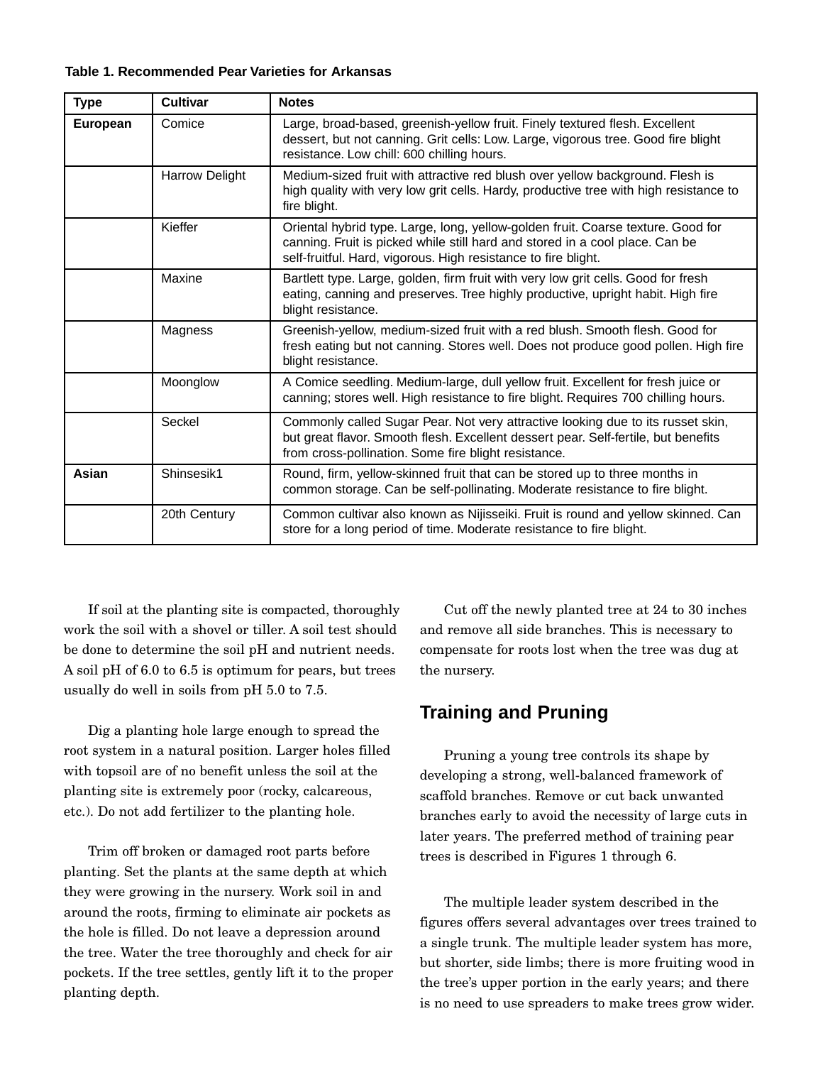**Table 1. Recommended Pear Varieties for Arkansas**

| Type | Cultivar | Notes |
|---|---|---|
| **European** | Comice | Large, broad-based, greenish-yellow fruit. Finely textured flesh. Excellent dessert, but not canning. Grit cells: Low. Large, vigorous tree. Good fire blight resistance. Low chill: 600 chilling hours. |
| | Harrow Delight | Medium-sized fruit with attractive red blush over yellow background. Flesh is high quality with very low grit cells. Hardy, productive tree with high resistance to fire blight. |
| | Kieffer | Oriental hybrid type. Large, long, yellow-golden fruit. Coarse texture. Good for canning. Fruit is picked while still hard and stored in a cool place. Can be self-fruitful. Hard, vigorous. High resistance to fire blight. |
| | Maxine | Bartlett type. Large, golden, firm fruit with very low grit cells. Good for fresh eating, canning and preserves. Tree highly productive, upright habit. High fire blight resistance. |
| | Magness | Greenish-yellow, medium-sized fruit with a red blush. Smooth flesh. Good for fresh eating but not canning. Stores well. Does not produce good pollen. High fire blight resistance. |
| | Moonglow | A Comice seedling. Medium-large, dull yellow fruit. Excellent for fresh juice or canning; stores well. High resistance to fire blight. Requires 700 chilling hours. |
| | Seckel | Commonly called Sugar Pear. Not very attractive looking due to its russet skin, but great flavor. Smooth flesh. Excellent dessert pear. Self-fertile, but benefits from cross-pollination. Some fire blight resistance. |
| **Asian** | Shinsesik1 | Round, firm, yellow-skinned fruit that can be stored up to three months in common storage. Can be self-pollinating. Moderate resistance to fire blight. |
| | 20th Century | Common cultivar also known as Nijisseiki. Fruit is round and yellow skinned. Can store for a long period of time. Moderate resistance to fire blight. |

If soil at the planting site is compacted, thoroughly work the soil with a shovel or tiller. A soil test should be done to determine the soil pH and nutrient needs. A soil pH of 6.0 to 6.5 is optimum for pears, but trees usually do well in soils from pH 5.0 to 7.5.

Dig a planting hole large enough to spread the root system in a natural position. Larger holes filled with topsoil are of no benefit unless the soil at the planting site is extremely poor (rocky, calcareous, etc.). Do not add fertilizer to the planting hole.

Trim off broken or damaged root parts before planting. Set the plants at the same depth at which they were growing in the nursery. Work soil in and around the roots, firming to eliminate air pockets as the hole is filled. Do not leave a depression around the tree. Water the tree thoroughly and check for air pockets. If the tree settles, gently lift it to the proper planting depth.

Cut off the newly planted tree at 24 to 30 inches and remove all side branches. This is necessary to compensate for roots lost when the tree was dug at the nursery.

## Training and Pruning

Pruning a young tree controls its shape by developing a strong, well-balanced framework of scaffold branches. Remove or cut back unwanted branches early to avoid the necessity of large cuts in later years. The preferred method of training pear trees is described in Figures 1 through 6.

The multiple leader system described in the figures offers several advantages over trees trained to a single trunk. The multiple leader system has more, but shorter, side limbs; there is more fruiting wood in the tree's upper portion in the early years; and there is no need to use spreaders to make trees grow wider.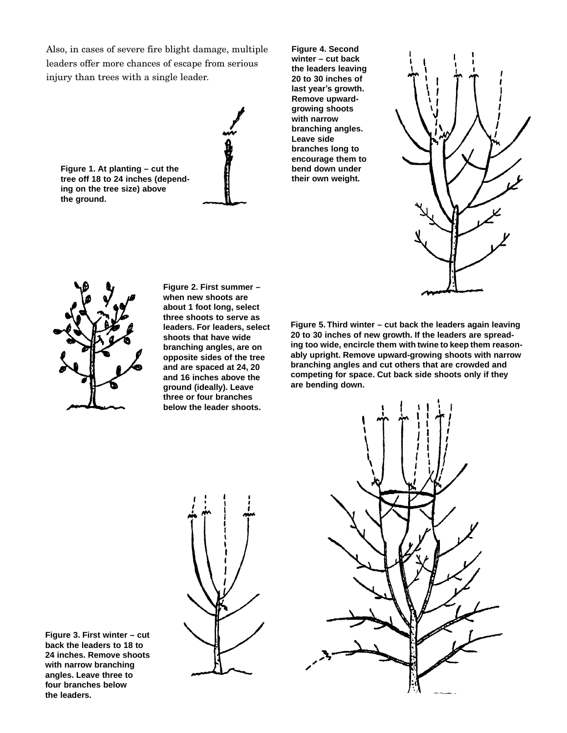Also, in cases of severe fire blight damage, multiple leaders offer more chances of escape from serious injury than trees with a single leader.

**Figure 1. At planting – cut the tree off 18 to 24 inches (depending on the tree size) above the ground.**

**Figure 2. First summer – when new shoots are about 1 foot long, select three shoots to serve as leaders. For leaders, select shoots that have wide branching angles, are on opposite sides of the tree and are spaced at 24, 20 and 16 inches above the ground (ideally). Leave three or four branches below the leader shoots.**

**Figure 3. First winter – cut back the leaders to 18 to 24 inches. Remove shoots with narrow branching angles. Leave three to four branches below the leaders.**

**Figure 4. Second winter – cut back the leaders leaving 20 to 30 inches of last year's growth. Remove upward-growing shoots with narrow branching angles. Leave side branches long to encourage them to bend down under their own weight.**

**Figure 5. Third winter – cut back the leaders again leaving 20 to 30 inches of new growth. If the leaders are spreading too wide, encircle them with twine to keep them reasonably upright. Remove upward-growing shoots with narrow branching angles and cut others that are crowded and competing for space. Cut back side shoots only if they are bending down.**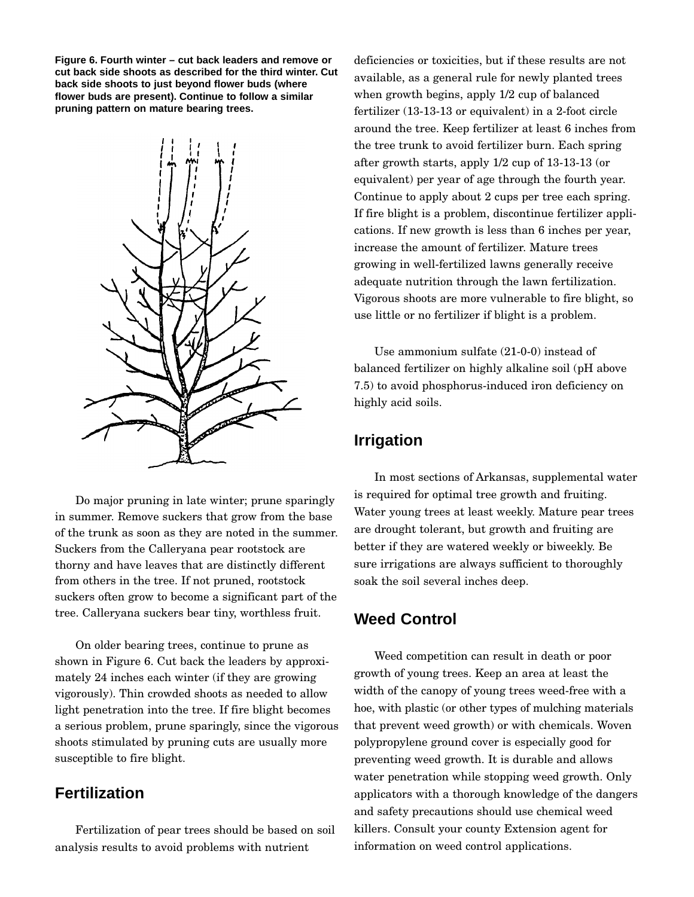**Figure 6. Fourth winter – cut back leaders and remove or cut back side shoots as described for the third winter. Cut back side shoots to just beyond flower buds (where flower buds are present). Continue to follow a similar pruning pattern on mature bearing trees.**

Do major pruning in late winter; prune sparingly in summer. Remove suckers that grow from the base of the trunk as soon as they are noted in the summer. Suckers from the Calleryana pear rootstock are thorny and have leaves that are distinctly different from others in the tree. If not pruned, rootstock suckers often grow to become a significant part of the tree. Calleryana suckers bear tiny, worthless fruit.

On older bearing trees, continue to prune as shown in Figure 6. Cut back the leaders by approximately 24 inches each winter (if they are growing vigorously). Thin crowded shoots as needed to allow light penetration into the tree. If fire blight becomes a serious problem, prune sparingly, since the vigorous shoots stimulated by pruning cuts are usually more susceptible to fire blight.

## Fertilization

Fertilization of pear trees should be based on soil analysis results to avoid problems with nutrient deficiencies or toxicities, but if these results are not available, as a general rule for newly planted trees when growth begins, apply 1/2 cup of balanced fertilizer (13-13-13 or equivalent) in a 2-foot circle around the tree. Keep fertilizer at least 6 inches from the tree trunk to avoid fertilizer burn. Each spring after growth starts, apply 1/2 cup of 13-13-13 (or equivalent) per year of age through the fourth year. Continue to apply about 2 cups per tree each spring. If fire blight is a problem, discontinue fertilizer applications. If new growth is less than 6 inches per year, increase the amount of fertilizer. Mature trees growing in well-fertilized lawns generally receive adequate nutrition through the lawn fertilization. Vigorous shoots are more vulnerable to fire blight, so use little or no fertilizer if blight is a problem.

Use ammonium sulfate (21-0-0) instead of balanced fertilizer on highly alkaline soil (pH above 7.5) to avoid phosphorus-induced iron deficiency on highly acid soils.

## Irrigation

In most sections of Arkansas, supplemental water is required for optimal tree growth and fruiting. Water young trees at least weekly. Mature pear trees are drought tolerant, but growth and fruiting are better if they are watered weekly or biweekly. Be sure irrigations are always sufficient to thoroughly soak the soil several inches deep.

## Weed Control

Weed competition can result in death or poor growth of young trees. Keep an area at least the width of the canopy of young trees weed-free with a hoe, with plastic (or other types of mulching materials that prevent weed growth) or with chemicals. Woven polypropylene ground cover is especially good for preventing weed growth. It is durable and allows water penetration while stopping weed growth. Only applicators with a thorough knowledge of the dangers and safety precautions should use chemical weed killers. Consult your county Extension agent for information on weed control applications.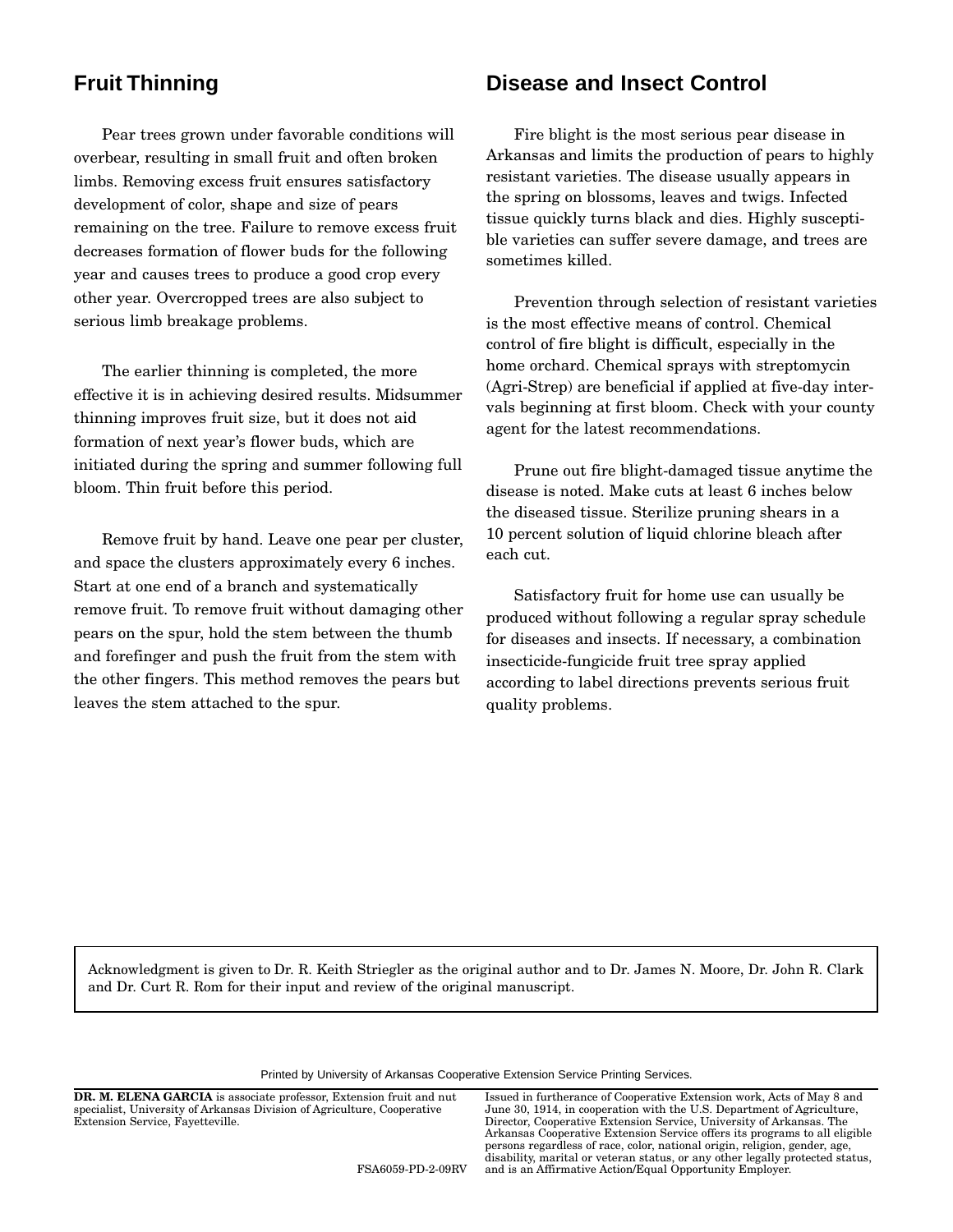## Fruit Thinning

Pear trees grown under favorable conditions will overbear, resulting in small fruit and often broken limbs. Removing excess fruit ensures satisfactory development of color, shape and size of pears remaining on the tree. Failure to remove excess fruit decreases formation of flower buds for the following year and causes trees to produce a good crop every other year. Overcropped trees are also subject to serious limb breakage problems.

The earlier thinning is completed, the more effective it is in achieving desired results. Midsummer thinning improves fruit size, but it does not aid formation of next year's flower buds, which are initiated during the spring and summer following full bloom. Thin fruit before this period.

Remove fruit by hand. Leave one pear per cluster, and space the clusters approximately every 6 inches. Start at one end of a branch and systematically remove fruit. To remove fruit without damaging other pears on the spur, hold the stem between the thumb and forefinger and push the fruit from the stem with the other fingers. This method removes the pears but leaves the stem attached to the spur.

## Disease and Insect Control

Fire blight is the most serious pear disease in Arkansas and limits the production of pears to highly resistant varieties. The disease usually appears in the spring on blossoms, leaves and twigs. Infected tissue quickly turns black and dies. Highly susceptible varieties can suffer severe damage, and trees are sometimes killed.

Prevention through selection of resistant varieties is the most effective means of control. Chemical control of fire blight is difficult, especially in the home orchard. Chemical sprays with streptomycin (Agri-Strep) are beneficial if applied at five-day intervals beginning at first bloom. Check with your county agent for the latest recommendations.

Prune out fire blight-damaged tissue anytime the disease is noted. Make cuts at least 6 inches below the diseased tissue. Sterilize pruning shears in a 10 percent solution of liquid chlorine bleach after each cut.

Satisfactory fruit for home use can usually be produced without following a regular spray schedule for diseases and insects. If necessary, a combination insecticide-fungicide fruit tree spray applied according to label directions prevents serious fruit quality problems.

Acknowledgment is given to Dr. R. Keith Striegler as the original author and to Dr. James N. Moore, Dr. John R. Clark and Dr. Curt R. Rom for their input and review of the original manuscript.

Printed by University of Arkansas Cooperative Extension Service Printing Services.

**DR. M. ELENA GARCIA** is associate professor, Extension fruit and nut specialist, University of Arkansas Division of Agriculture, Cooperative Extension Service, Fayetteville.

FSA6059-PD-2-09RV

Issued in furtherance of Cooperative Extension work, Acts of May 8 and June 30, 1914, in cooperation with the U.S. Department of Agriculture, Director, Cooperative Extension Service, University of Arkansas. The Arkansas Cooperative Extension Service offers its programs to all eligible persons regardless of race, color, national origin, religion, gender, age, disability, marital or veteran status, or any other legally protected status, and is an Affirmative Action/Equal Opportunity Employer.